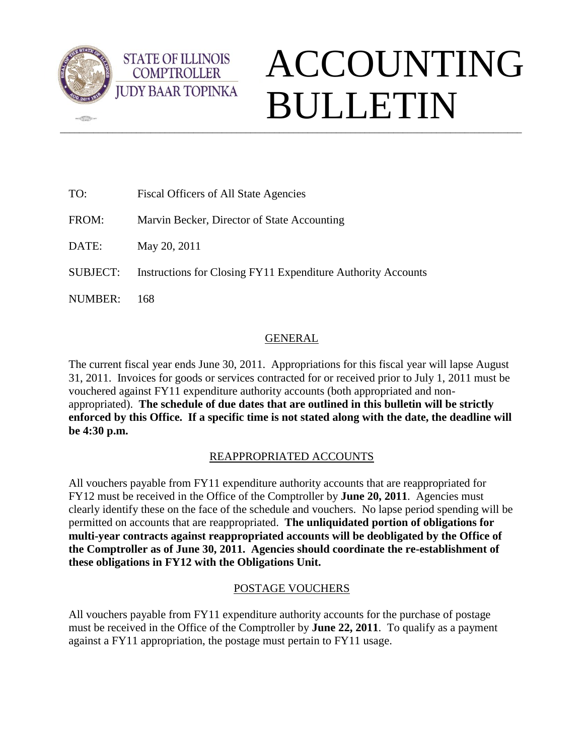STATE OF ILLINOIS
COMPTROLLER
JUDY BAAR TOPINKA

# ACCOUNTING BULLETIN

TO: Fiscal Officers of All State Agencies

FROM: Marvin Becker, Director of State Accounting

DATE: May 20, 2011

SUBJECT: Instructions for Closing FY11 Expenditure Authority Accounts

NUMBER: 168

## GENERAL

The current fiscal year ends June 30, 2011. Appropriations for this fiscal year will lapse August 31, 2011. Invoices for goods or services contracted for or received prior to July 1, 2011 must be vouchered against FY11 expenditure authority accounts (both appropriated and non-appropriated). **The schedule of due dates that are outlined in this bulletin will be strictly enforced by this Office. If a specific time is not stated along with the date, the deadline will be 4:30 p.m.**

## REAPPROPRIATED ACCOUNTS

All vouchers payable from FY11 expenditure authority accounts that are reappropriated for FY12 must be received in the Office of the Comptroller by **June 20, 2011**. Agencies must clearly identify these on the face of the schedule and vouchers. No lapse period spending will be permitted on accounts that are reappropriated. **The unliquidated portion of obligations for multi-year contracts against reappropriated accounts will be deobligated by the Office of the Comptroller as of June 30, 2011. Agencies should coordinate the re-establishment of these obligations in FY12 with the Obligations Unit.**

## POSTAGE VOUCHERS

All vouchers payable from FY11 expenditure authority accounts for the purchase of postage must be received in the Office of the Comptroller by **June 22, 2011**. To qualify as a payment against a FY11 appropriation, the postage must pertain to FY11 usage.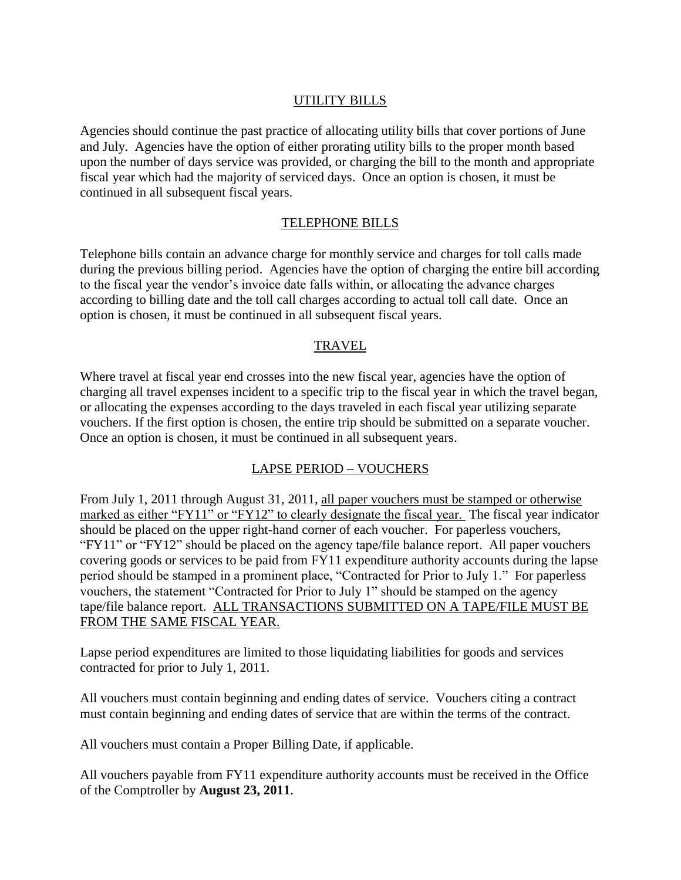## UTILITY BILLS

Agencies should continue the past practice of allocating utility bills that cover portions of June and July. Agencies have the option of either prorating utility bills to the proper month based upon the number of days service was provided, or charging the bill to the month and appropriate fiscal year which had the majority of serviced days. Once an option is chosen, it must be continued in all subsequent fiscal years.

## TELEPHONE BILLS

Telephone bills contain an advance charge for monthly service and charges for toll calls made during the previous billing period. Agencies have the option of charging the entire bill according to the fiscal year the vendor's invoice date falls within, or allocating the advance charges according to billing date and the toll call charges according to actual toll call date. Once an option is chosen, it must be continued in all subsequent fiscal years.

## TRAVEL

Where travel at fiscal year end crosses into the new fiscal year, agencies have the option of charging all travel expenses incident to a specific trip to the fiscal year in which the travel began, or allocating the expenses according to the days traveled in each fiscal year utilizing separate vouchers. If the first option is chosen, the entire trip should be submitted on a separate voucher. Once an option is chosen, it must be continued in all subsequent years.

## LAPSE PERIOD – VOUCHERS

From July 1, 2011 through August 31, 2011, all paper vouchers must be stamped or otherwise marked as either "FY11" or "FY12" to clearly designate the fiscal year. The fiscal year indicator should be placed on the upper right-hand corner of each voucher. For paperless vouchers, "FY11" or "FY12" should be placed on the agency tape/file balance report. All paper vouchers covering goods or services to be paid from FY11 expenditure authority accounts during the lapse period should be stamped in a prominent place, "Contracted for Prior to July 1." For paperless vouchers, the statement "Contracted for Prior to July 1" should be stamped on the agency tape/file balance report. ALL TRANSACTIONS SUBMITTED ON A TAPE/FILE MUST BE FROM THE SAME FISCAL YEAR.

Lapse period expenditures are limited to those liquidating liabilities for goods and services contracted for prior to July 1, 2011.

All vouchers must contain beginning and ending dates of service. Vouchers citing a contract must contain beginning and ending dates of service that are within the terms of the contract.

All vouchers must contain a Proper Billing Date, if applicable.

All vouchers payable from FY11 expenditure authority accounts must be received in the Office of the Comptroller by **August 23, 2011**.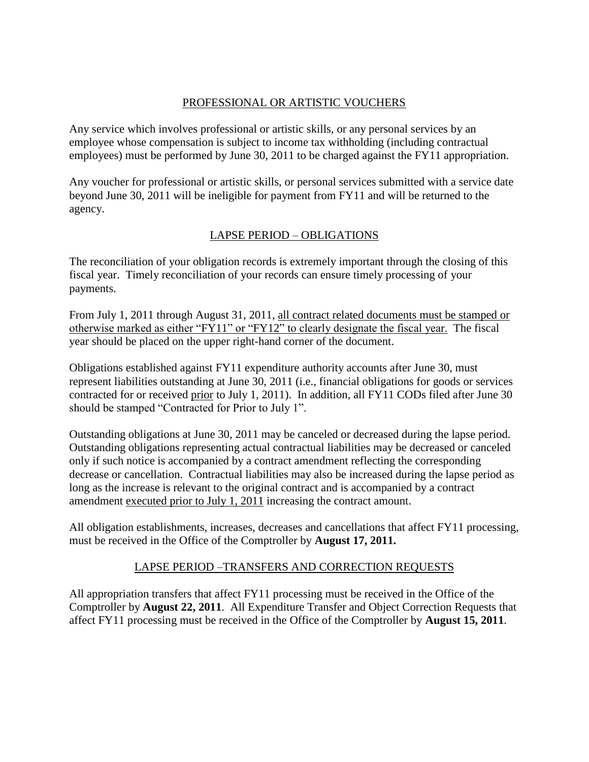## PROFESSIONAL OR ARTISTIC VOUCHERS

Any service which involves professional or artistic skills, or any personal services by an employee whose compensation is subject to income tax withholding (including contractual employees) must be performed by June 30, 2011 to be charged against the FY11 appropriation.

Any voucher for professional or artistic skills, or personal services submitted with a service date beyond June 30, 2011 will be ineligible for payment from FY11 and will be returned to the agency.

## LAPSE PERIOD – OBLIGATIONS

The reconciliation of your obligation records is extremely important through the closing of this fiscal year. Timely reconciliation of your records can ensure timely processing of your payments.

From July 1, 2011 through August 31, 2011, all contract related documents must be stamped or otherwise marked as either "FY11" or "FY12" to clearly designate the fiscal year. The fiscal year should be placed on the upper right-hand corner of the document.

Obligations established against FY11 expenditure authority accounts after June 30, must represent liabilities outstanding at June 30, 2011 (i.e., financial obligations for goods or services contracted for or received prior to July 1, 2011). In addition, all FY11 CODs filed after June 30 should be stamped "Contracted for Prior to July 1".

Outstanding obligations at June 30, 2011 may be canceled or decreased during the lapse period. Outstanding obligations representing actual contractual liabilities may be decreased or canceled only if such notice is accompanied by a contract amendment reflecting the corresponding decrease or cancellation. Contractual liabilities may also be increased during the lapse period as long as the increase is relevant to the original contract and is accompanied by a contract amendment executed prior to July 1, 2011 increasing the contract amount.

All obligation establishments, increases, decreases and cancellations that affect FY11 processing, must be received in the Office of the Comptroller by **August 17, 2011.**

## LAPSE PERIOD –TRANSFERS AND CORRECTION REQUESTS

All appropriation transfers that affect FY11 processing must be received in the Office of the Comptroller by **August 22, 2011**. All Expenditure Transfer and Object Correction Requests that affect FY11 processing must be received in the Office of the Comptroller by **August 15, 2011**.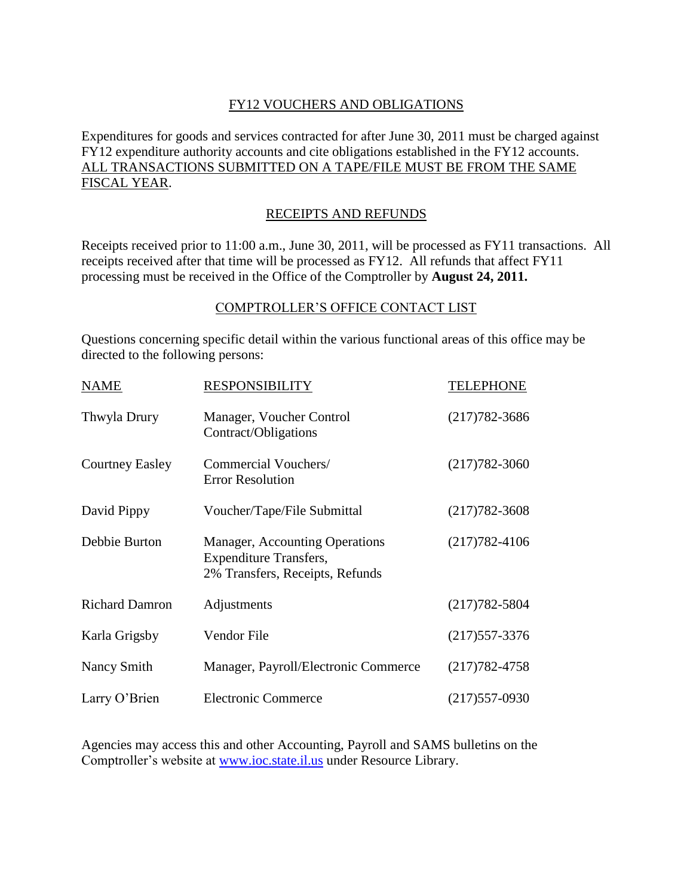## FY12 VOUCHERS AND OBLIGATIONS

Expenditures for goods and services contracted for after June 30, 2011 must be charged against FY12 expenditure authority accounts and cite obligations established in the FY12 accounts. ALL TRANSACTIONS SUBMITTED ON A TAPE/FILE MUST BE FROM THE SAME FISCAL YEAR.

## RECEIPTS AND REFUNDS

Receipts received prior to 11:00 a.m., June 30, 2011, will be processed as FY11 transactions. All receipts received after that time will be processed as FY12. All refunds that affect FY11 processing must be received in the Office of the Comptroller by **August 24, 2011.**

## COMPTROLLER'S OFFICE CONTACT LIST

Questions concerning specific detail within the various functional areas of this office may be directed to the following persons:

| NAME | RESPONSIBILITY | TELEPHONE |
|---|---|---|
| Thwyla Drury | Manager, Voucher Control<br>Contract/Obligations | (217)782-3686 |
| Courtney Easley | Commercial Vouchers/<br>Error Resolution | (217)782-3060 |
| David Pippy | Voucher/Tape/File Submittal | (217)782-3608 |
| Debbie Burton | Manager, Accounting Operations<br>Expenditure Transfers,<br>2% Transfers, Receipts, Refunds | (217)782-4106 |
| Richard Damron | Adjustments | (217)782-5804 |
| Karla Grigsby | Vendor File | (217)557-3376 |
| Nancy Smith | Manager, Payroll/Electronic Commerce | (217)782-4758 |
| Larry O'Brien | Electronic Commerce | (217)557-0930 |

Agencies may access this and other Accounting, Payroll and SAMS bulletins on the Comptroller's website at www.ioc.state.il.us under Resource Library.